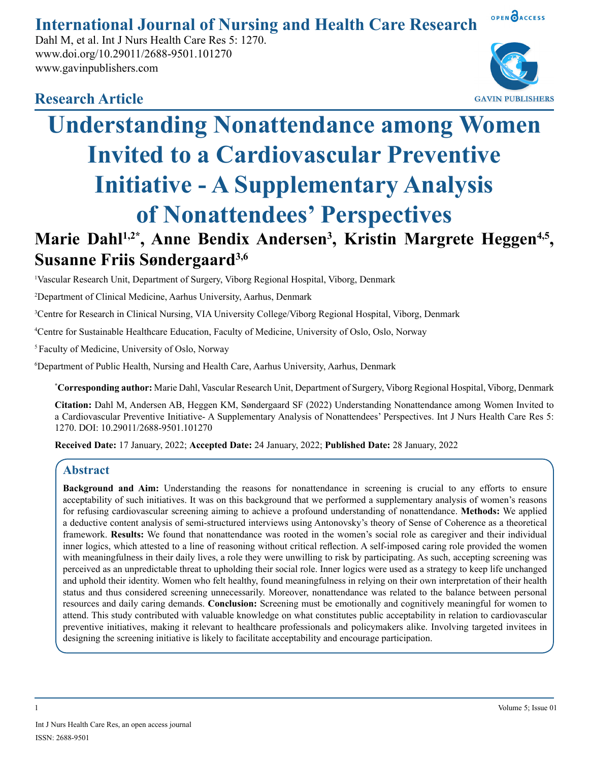# Understanding Nonattendance among Women Invited to a Cardiovascular Preventive Initiative - A Supplementary Analysis of Nonattendees' Perspectives

**Research Article**

**Marie Dahl[1,2*], Anne Bendix Andersen[3], Kristin Margrete Heggen[4,5], Susanne Friis Søndergaard[3,6]**

[1]Vascular Research Unit, Department of Surgery, Viborg Regional Hospital, Viborg, Denmark

[2]Department of Clinical Medicine, Aarhus University, Aarhus, Denmark

[3]Centre for Research in Clinical Nursing, VIA University College/Viborg Regional Hospital, Viborg, Denmark

[4]Centre for Sustainable Healthcare Education, Faculty of Medicine, University of Oslo, Oslo, Norway

[5]Faculty of Medicine, University of Oslo, Norway

[6]Department of Public Health, Nursing and Health Care, Aarhus University, Aarhus, Denmark

**\*Corresponding author:** Marie Dahl, Vascular Research Unit, Department of Surgery, Viborg Regional Hospital, Viborg, Denmark

**Citation:** Dahl M, Andersen AB, Heggen KM, Søndergaard SF (2022) Understanding Nonattendance among Women Invited to a Cardiovascular Preventive Initiative- A Supplementary Analysis of Nonattendees' Perspectives. Int J Nurs Health Care Res 5: 1270. DOI: 10.29011/2688-9501.101270

**Received Date:** 17 January, 2022; **Accepted Date:** 24 January, 2022; **Published Date:** 28 January, 2022

## Abstract

**Background and Aim:** Understanding the reasons for nonattendance in screening is crucial to any efforts to ensure acceptability of such initiatives. It was on this background that we performed a supplementary analysis of women's reasons for refusing cardiovascular screening aiming to achieve a profound understanding of nonattendance. **Methods:** We applied a deductive content analysis of semi-structured interviews using Antonovsky's theory of Sense of Coherence as a theoretical framework. **Results:** We found that nonattendance was rooted in the women's social role as caregiver and their individual inner logics, which attested to a line of reasoning without critical reflection. A self-imposed caring role provided the women with meaningfulness in their daily lives, a role they were unwilling to risk by participating. As such, accepting screening was perceived as an unpredictable threat to upholding their social role. Inner logics were used as a strategy to keep life unchanged and uphold their identity. Women who felt healthy, found meaningfulness in relying on their own interpretation of their health status and thus considered screening unnecessarily. Moreover, nonattendance was related to the balance between personal resources and daily caring demands. **Conclusion:** Screening must be emotionally and cognitively meaningful for women to attend. This study contributed with valuable knowledge on what constitutes public acceptability in relation to cardiovascular preventive initiatives, making it relevant to healthcare professionals and policymakers alike. Involving targeted invitees in designing the screening initiative is likely to facilitate acceptability and encourage participation.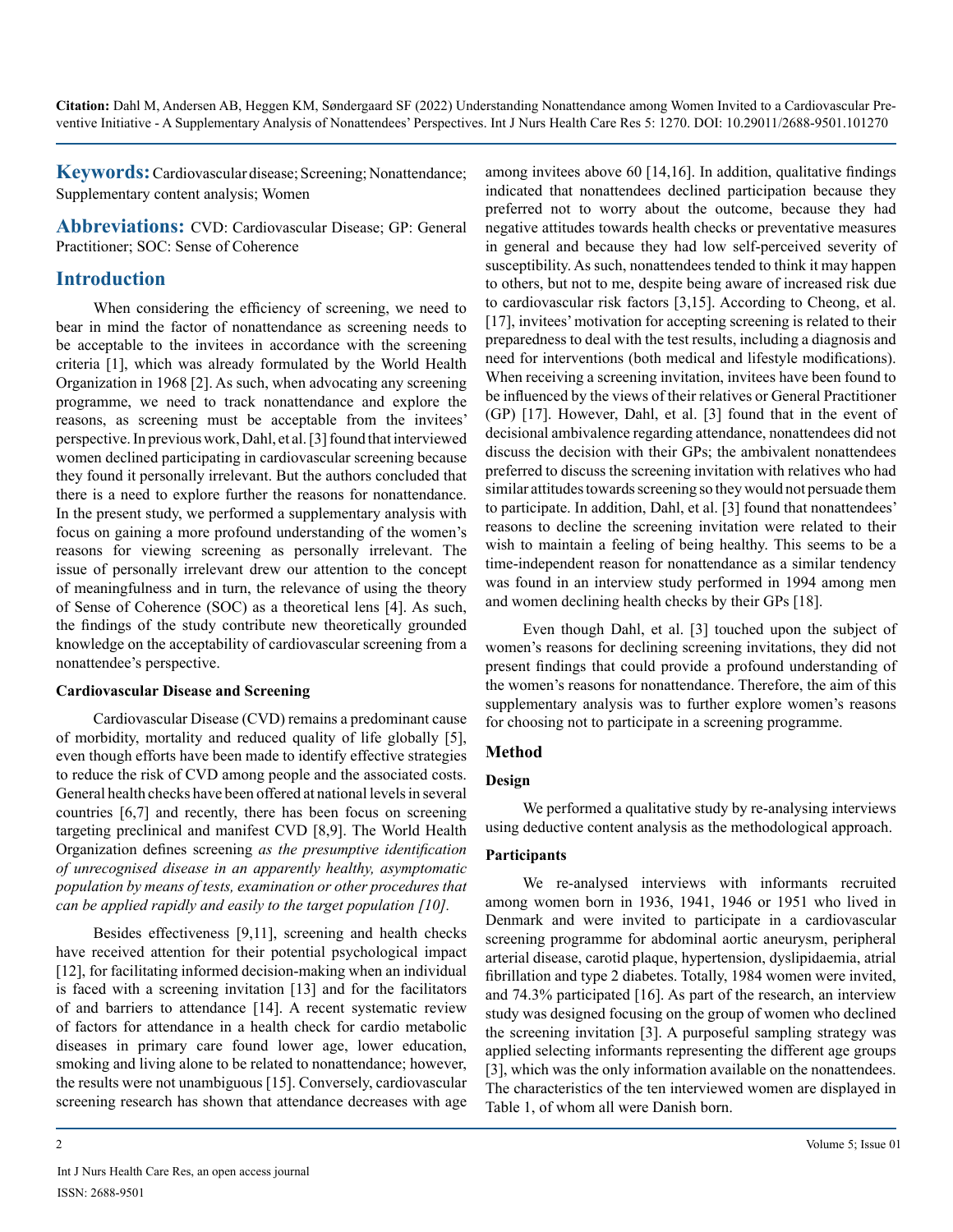**Keywords:** Cardiovascular disease; Screening; Nonattendance; Supplementary content analysis; Women

**Abbreviations:** CVD: Cardiovascular Disease; GP: General Practitioner; SOC: Sense of Coherence

## Introduction

When considering the efficiency of screening, we need to bear in mind the factor of nonattendance as screening needs to be acceptable to the invitees in accordance with the screening criteria [1], which was already formulated by the World Health Organization in 1968 [2]. As such, when advocating any screening programme, we need to track nonattendance and explore the reasons, as screening must be acceptable from the invitees' perspective. In previous work, Dahl, et al. [3] found that interviewed women declined participating in cardiovascular screening because they found it personally irrelevant. But the authors concluded that there is a need to explore further the reasons for nonattendance. In the present study, we performed a supplementary analysis with focus on gaining a more profound understanding of the women's reasons for viewing screening as personally irrelevant. The issue of personally irrelevant drew our attention to the concept of meaningfulness and in turn, the relevance of using the theory of Sense of Coherence (SOC) as a theoretical lens [4]. As such, the findings of the study contribute new theoretically grounded knowledge on the acceptability of cardiovascular screening from a nonattendee's perspective.

### Cardiovascular Disease and Screening

Cardiovascular Disease (CVD) remains a predominant cause of morbidity, mortality and reduced quality of life globally [5], even though efforts have been made to identify effective strategies to reduce the risk of CVD among people and the associated costs. General health checks have been offered at national levels in several countries [6,7] and recently, there has been focus on screening targeting preclinical and manifest CVD [8,9]. The World Health Organization defines screening *as the presumptive identification of unrecognised disease in an apparently healthy, asymptomatic population by means of tests, examination or other procedures that can be applied rapidly and easily to the target population [10].*

Besides effectiveness [9,11], screening and health checks have received attention for their potential psychological impact [12], for facilitating informed decision-making when an individual is faced with a screening invitation [13] and for the facilitators of and barriers to attendance [14]. A recent systematic review of factors for attendance in a health check for cardio metabolic diseases in primary care found lower age, lower education, smoking and living alone to be related to nonattendance; however, the results were not unambiguous [15]. Conversely, cardiovascular screening research has shown that attendance decreases with age among invitees above 60 [14,16]. In addition, qualitative findings indicated that nonattendees declined participation because they preferred not to worry about the outcome, because they had negative attitudes towards health checks or preventative measures in general and because they had low self-perceived severity of susceptibility. As such, nonattendees tended to think it may happen to others, but not to me, despite being aware of increased risk due to cardiovascular risk factors [3,15]. According to Cheong, et al. [17], invitees' motivation for accepting screening is related to their preparedness to deal with the test results, including a diagnosis and need for interventions (both medical and lifestyle modifications). When receiving a screening invitation, invitees have been found to be influenced by the views of their relatives or General Practitioner (GP) [17]. However, Dahl, et al. [3] found that in the event of decisional ambivalence regarding attendance, nonattendees did not discuss the decision with their GPs; the ambivalent nonattendees preferred to discuss the screening invitation with relatives who had similar attitudes towards screening so they would not persuade them to participate. In addition, Dahl, et al. [3] found that nonattendees' reasons to decline the screening invitation were related to their wish to maintain a feeling of being healthy. This seems to be a time-independent reason for nonattendance as a similar tendency was found in an interview study performed in 1994 among men and women declining health checks by their GPs [18].

Even though Dahl, et al. [3] touched upon the subject of women's reasons for declining screening invitations, they did not present findings that could provide a profound understanding of the women's reasons for nonattendance. Therefore, the aim of this supplementary analysis was to further explore women's reasons for choosing not to participate in a screening programme.

## Method

### Design

We performed a qualitative study by re-analysing interviews using deductive content analysis as the methodological approach.

### Participants

We re-analysed interviews with informants recruited among women born in 1936, 1941, 1946 or 1951 who lived in Denmark and were invited to participate in a cardiovascular screening programme for abdominal aortic aneurysm, peripheral arterial disease, carotid plaque, hypertension, dyslipidaemia, atrial fibrillation and type 2 diabetes. Totally, 1984 women were invited, and 74.3% participated [16]. As part of the research, an interview study was designed focusing on the group of women who declined the screening invitation [3]. A purposeful sampling strategy was applied selecting informants representing the different age groups [3], which was the only information available on the nonattendees. The characteristics of the ten interviewed women are displayed in Table 1, of whom all were Danish born.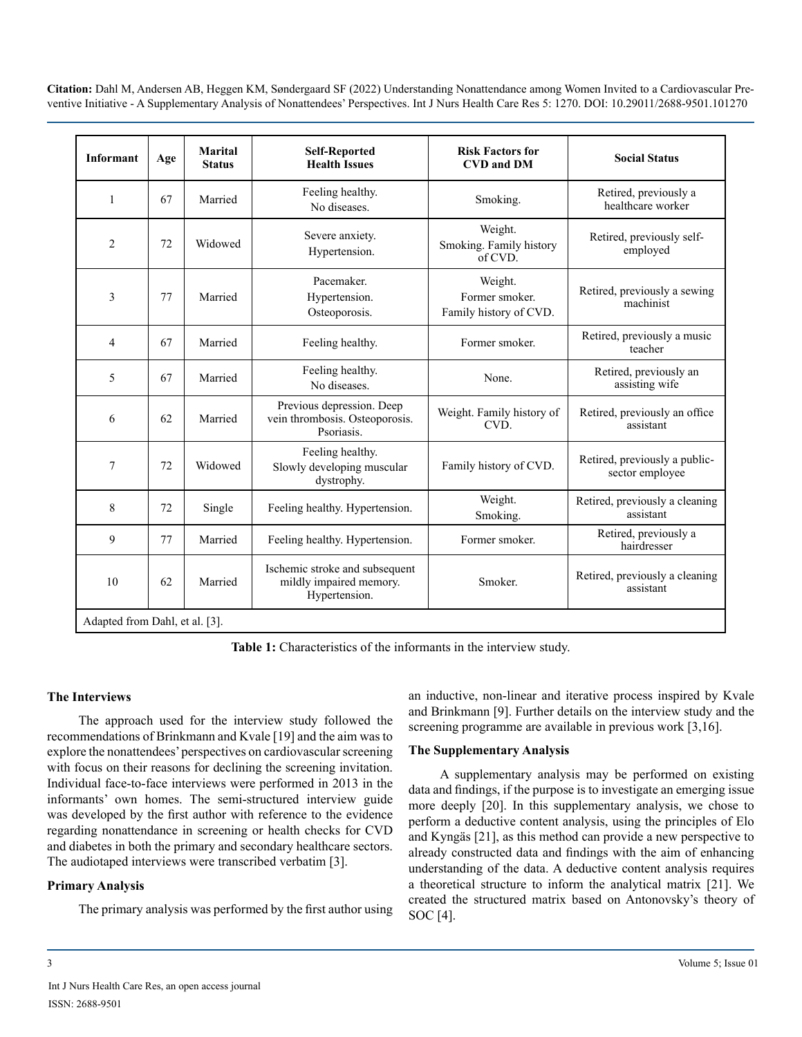| Informant | Age | Marital Status | Self-Reported Health Issues | Risk Factors for CVD and DM | Social Status |
|---|---|---|---|---|---|
| 1 | 67 | Married | Feeling healthy. No diseases. | Smoking. | Retired, previously a healthcare worker |
| 2 | 72 | Widowed | Severe anxiety. Hypertension. | Weight. Smoking. Family history of CVD. | Retired, previously self-employed |
| 3 | 77 | Married | Pacemaker. Hypertension. Osteoporosis. | Weight. Former smoker. Family history of CVD. | Retired, previously a sewing machinist |
| 4 | 67 | Married | Feeling healthy. | Former smoker. | Retired, previously a music teacher |
| 5 | 67 | Married | Feeling healthy. No diseases. | None. | Retired, previously an assisting wife |
| 6 | 62 | Married | Previous depression. Deep vein thrombosis. Osteoporosis. Psoriasis. | Weight. Family history of CVD. | Retired, previously an office assistant |
| 7 | 72 | Widowed | Feeling healthy. Slowly developing muscular dystrophy. | Family history of CVD. | Retired, previously a public-sector employee |
| 8 | 72 | Single | Feeling healthy. Hypertension. | Weight. Smoking. | Retired, previously a cleaning assistant |
| 9 | 77 | Married | Feeling healthy. Hypertension. | Former smoker. | Retired, previously a hairdresser |
| 10 | 62 | Married | Ischemic stroke and subsequent mildly impaired memory. Hypertension. | Smoker. | Retired, previously a cleaning assistant |

Adapted from Dahl, et al. [3].

**Table 1:** Characteristics of the informants in the interview study.

### The Interviews

The approach used for the interview study followed the recommendations of Brinkmann and Kvale [19] and the aim was to explore the nonattendees' perspectives on cardiovascular screening with focus on their reasons for declining the screening invitation. Individual face-to-face interviews were performed in 2013 in the informants' own homes. The semi-structured interview guide was developed by the first author with reference to the evidence regarding nonattendance in screening or health checks for CVD and diabetes in both the primary and secondary healthcare sectors. The audiotaped interviews were transcribed verbatim [3].

### Primary Analysis

The primary analysis was performed by the first author using an inductive, non-linear and iterative process inspired by Kvale and Brinkmann [9]. Further details on the interview study and the screening programme are available in previous work [3,16].

### The Supplementary Analysis

A supplementary analysis may be performed on existing data and findings, if the purpose is to investigate an emerging issue more deeply [20]. In this supplementary analysis, we chose to perform a deductive content analysis, using the principles of Elo and Kyngäs [21], as this method can provide a new perspective to already constructed data and findings with the aim of enhancing understanding of the data. A deductive content analysis requires a theoretical structure to inform the analytical matrix [21]. We created the structured matrix based on Antonovsky's theory of SOC [4].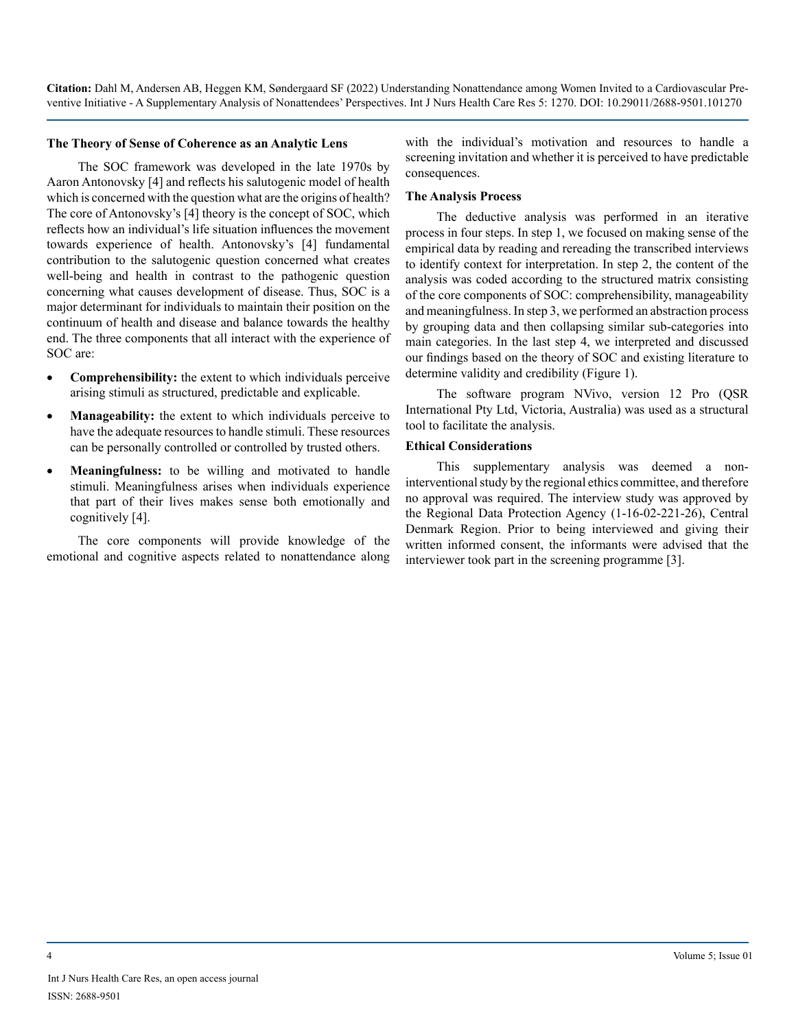### The Theory of Sense of Coherence as an Analytic Lens

The SOC framework was developed in the late 1970s by Aaron Antonovsky [4] and reflects his salutogenic model of health which is concerned with the question what are the origins of health? The core of Antonovsky's [4] theory is the concept of SOC, which reflects how an individual's life situation influences the movement towards experience of health. Antonovsky's [4] fundamental contribution to the salutogenic question concerned what creates well-being and health in contrast to the pathogenic question concerning what causes development of disease. Thus, SOC is a major determinant for individuals to maintain their position on the continuum of health and disease and balance towards the healthy end. The three components that all interact with the experience of SOC are:

- **Comprehensibility:** the extent to which individuals perceive arising stimuli as structured, predictable and explicable.
- **Manageability:** the extent to which individuals perceive to have the adequate resources to handle stimuli. These resources can be personally controlled or controlled by trusted others.
- **Meaningfulness:** to be willing and motivated to handle stimuli. Meaningfulness arises when individuals experience that part of their lives makes sense both emotionally and cognitively [4].

The core components will provide knowledge of the emotional and cognitive aspects related to nonattendance along with the individual's motivation and resources to handle a screening invitation and whether it is perceived to have predictable consequences.

### The Analysis Process

The deductive analysis was performed in an iterative process in four steps. In step 1, we focused on making sense of the empirical data by reading and rereading the transcribed interviews to identify context for interpretation. In step 2, the content of the analysis was coded according to the structured matrix consisting of the core components of SOC: comprehensibility, manageability and meaningfulness. In step 3, we performed an abstraction process by grouping data and then collapsing similar sub-categories into main categories. In the last step 4, we interpreted and discussed our findings based on the theory of SOC and existing literature to determine validity and credibility (Figure 1).

The software program NVivo, version 12 Pro (QSR International Pty Ltd, Victoria, Australia) was used as a structural tool to facilitate the analysis.

### Ethical Considerations

This supplementary analysis was deemed a non-interventional study by the regional ethics committee, and therefore no approval was required. The interview study was approved by the Regional Data Protection Agency (1-16-02-221-26), Central Denmark Region. Prior to being interviewed and giving their written informed consent, the informants were advised that the interviewer took part in the screening programme [3].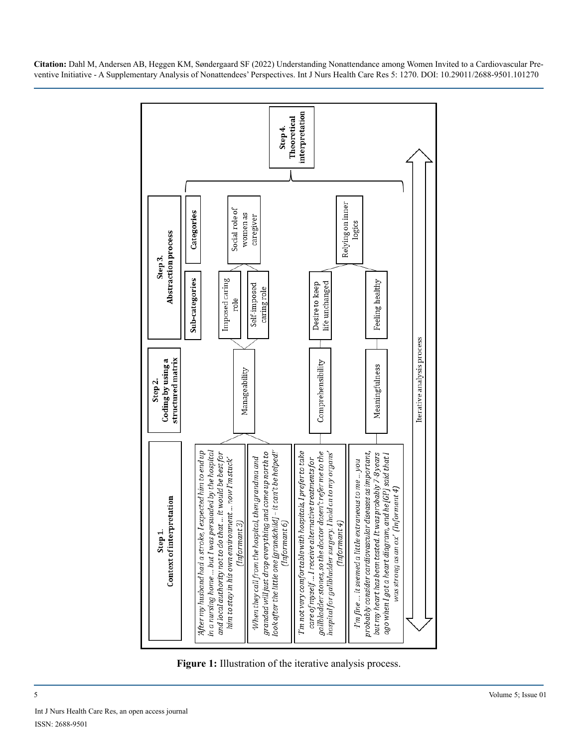**Step 1. Context of interpretation**

*'After my husband had a stroke, I expected him to end up in a nursing home ... but I was persuaded by the hospital and local authority not to do that ... it would be best for him to stay in his own environment ... now I'm stuck'* (Informant 3)

*'When they call from the hospital, then grandma and grandad will just drop everything and come up north to look after the little one [grandchild] – it can't be helped!'* (Informant 6)

*'I'm not very comfortable with hospitals, I prefer to take care of myself ... I receive alternative treatments for gallbladder stones, so the doctor doesn't refer me to the hospital for gallbladder surgery. I hold on to my organs'* (Informant 4)

*'I'm fine ... it seemed a little extraneous to me ... you probably consider cardiovascular diseases as important, but my heart has been tested. It was probably 7-8 years ago when I got a heart diagram, and he [GP] said that I was strong as an ox'* (Informant 4)

**Step 2. Coding by using a structured matrix**

- Manageability
- Comprehensibility
- Meaningfulness

**Step 3. Abstraction process**

| Sub-categories | Categories |
|---|---|
| Imposed caring role | Social role of women as caregiver |
| Self imposed caring role | Social role of women as caregiver |
| Desire to keep life unchanged | Relying on inner logics |
| Feeling healthy | Relying on inner logics |

**Step 4. Theoretical interpretation**

Iterative analysis process

**Figure 1:** Illustration of the iterative analysis process.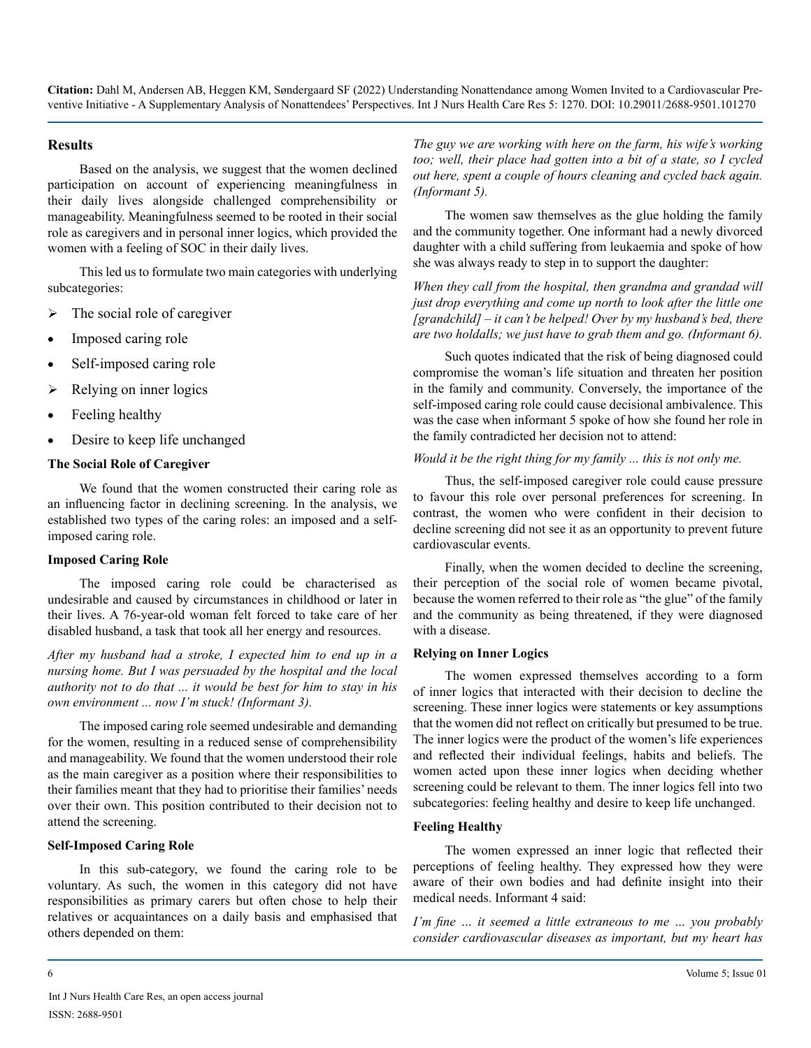## Results

Based on the analysis, we suggest that the women declined participation on account of experiencing meaningfulness in their daily lives alongside challenged comprehensibility or manageability. Meaningfulness seemed to be rooted in their social role as caregivers and in personal inner logics, which provided the women with a feeling of SOC in their daily lives.

This led us to formulate two main categories with underlying subcategories:

- The social role of caregiver
  - Imposed caring role
  - Self-imposed caring role
- Relying on inner logics
  - Feeling healthy
  - Desire to keep life unchanged

### The Social Role of Caregiver

We found that the women constructed their caring role as an influencing factor in declining screening. In the analysis, we established two types of the caring roles: an imposed and a self-imposed caring role.

#### Imposed Caring Role

The imposed caring role could be characterised as undesirable and caused by circumstances in childhood or later in their lives. A 76-year-old woman felt forced to take care of her disabled husband, a task that took all her energy and resources.

*After my husband had a stroke, I expected him to end up in a nursing home. But I was persuaded by the hospital and the local authority not to do that ... it would be best for him to stay in his own environment ... now I'm stuck! (Informant 3).*

The imposed caring role seemed undesirable and demanding for the women, resulting in a reduced sense of comprehensibility and manageability. We found that the women understood their role as the main caregiver as a position where their responsibilities to their families meant that they had to prioritise their families' needs over their own. This position contributed to their decision not to attend the screening.

#### Self-Imposed Caring Role

In this sub-category, we found the caring role to be voluntary. As such, the women in this category did not have responsibilities as primary carers but often chose to help their relatives or acquaintances on a daily basis and emphasised that others depended on them:

*The guy we are working with here on the farm, his wife's working too; well, their place had gotten into a bit of a state, so I cycled out here, spent a couple of hours cleaning and cycled back again. (Informant 5).*

The women saw themselves as the glue holding the family and the community together. One informant had a newly divorced daughter with a child suffering from leukaemia and spoke of how she was always ready to step in to support the daughter:

*When they call from the hospital, then grandma and grandad will just drop everything and come up north to look after the little one [grandchild] – it can't be helped! Over by my husband's bed, there are two holdalls; we just have to grab them and go. (Informant 6).*

Such quotes indicated that the risk of being diagnosed could compromise the woman's life situation and threaten her position in the family and community. Conversely, the importance of the self-imposed caring role could cause decisional ambivalence. This was the case when informant 5 spoke of how she found her role in the family contradicted her decision not to attend:

*Would it be the right thing for my family ... this is not only me.*

Thus, the self-imposed caregiver role could cause pressure to favour this role over personal preferences for screening. In contrast, the women who were confident in their decision to decline screening did not see it as an opportunity to prevent future cardiovascular events.

Finally, when the women decided to decline the screening, their perception of the social role of women became pivotal, because the women referred to their role as "the glue" of the family and the community as being threatened, if they were diagnosed with a disease.

### Relying on Inner Logics

The women expressed themselves according to a form of inner logics that interacted with their decision to decline the screening. These inner logics were statements or key assumptions that the women did not reflect on critically but presumed to be true. The inner logics were the product of the women's life experiences and reflected their individual feelings, habits and beliefs. The women acted upon these inner logics when deciding whether screening could be relevant to them. The inner logics fell into two subcategories: feeling healthy and desire to keep life unchanged.

#### Feeling Healthy

The women expressed an inner logic that reflected their perceptions of feeling healthy. They expressed how they were aware of their own bodies and had definite insight into their medical needs. Informant 4 said:

*I'm fine … it seemed a little extraneous to me … you probably consider cardiovascular diseases as important, but my heart has*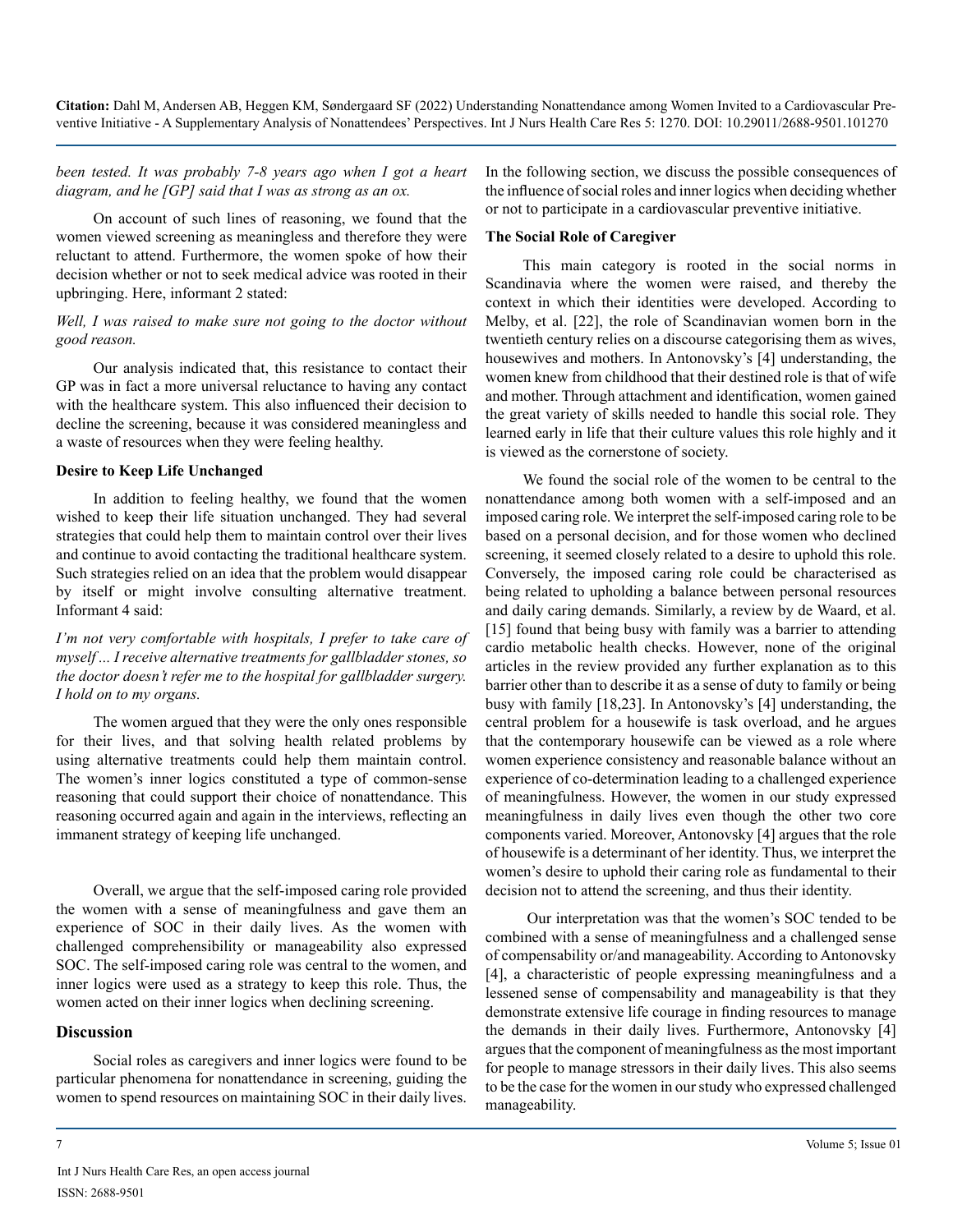*been tested. It was probably 7-8 years ago when I got a heart diagram, and he [GP] said that I was as strong as an ox.*

On account of such lines of reasoning, we found that the women viewed screening as meaningless and therefore they were reluctant to attend. Furthermore, the women spoke of how their decision whether or not to seek medical advice was rooted in their upbringing. Here, informant 2 stated:

*Well, I was raised to make sure not going to the doctor without good reason.*

Our analysis indicated that, this resistance to contact their GP was in fact a more universal reluctance to having any contact with the healthcare system. This also influenced their decision to decline the screening, because it was considered meaningless and a waste of resources when they were feeling healthy.

### Desire to Keep Life Unchanged

In addition to feeling healthy, we found that the women wished to keep their life situation unchanged. They had several strategies that could help them to maintain control over their lives and continue to avoid contacting the traditional healthcare system. Such strategies relied on an idea that the problem would disappear by itself or might involve consulting alternative treatment. Informant 4 said:

*I'm not very comfortable with hospitals, I prefer to take care of myself ... I receive alternative treatments for gallbladder stones, so the doctor doesn't refer me to the hospital for gallbladder surgery. I hold on to my organs.*

The women argued that they were the only ones responsible for their lives, and that solving health related problems by using alternative treatments could help them maintain control. The women's inner logics constituted a type of common-sense reasoning that could support their choice of nonattendance. This reasoning occurred again and again in the interviews, reflecting an immanent strategy of keeping life unchanged.

Overall, we argue that the self-imposed caring role provided the women with a sense of meaningfulness and gave them an experience of SOC in their daily lives. As the women with challenged comprehensibility or manageability also expressed SOC. The self-imposed caring role was central to the women, and inner logics were used as a strategy to keep this role. Thus, the women acted on their inner logics when declining screening.

## Discussion

Social roles as caregivers and inner logics were found to be particular phenomena for nonattendance in screening, guiding the women to spend resources on maintaining SOC in their daily lives. In the following section, we discuss the possible consequences of the influence of social roles and inner logics when deciding whether or not to participate in a cardiovascular preventive initiative.

### The Social Role of Caregiver

This main category is rooted in the social norms in Scandinavia where the women were raised, and thereby the context in which their identities were developed. According to Melby, et al. [22], the role of Scandinavian women born in the twentieth century relies on a discourse categorising them as wives, housewives and mothers. In Antonovsky's [4] understanding, the women knew from childhood that their destined role is that of wife and mother. Through attachment and identification, women gained the great variety of skills needed to handle this social role. They learned early in life that their culture values this role highly and it is viewed as the cornerstone of society.

We found the social role of the women to be central to the nonattendance among both women with a self-imposed and an imposed caring role. We interpret the self-imposed caring role to be based on a personal decision, and for those women who declined screening, it seemed closely related to a desire to uphold this role. Conversely, the imposed caring role could be characterised as being related to upholding a balance between personal resources and daily caring demands. Similarly, a review by de Waard, et al. [15] found that being busy with family was a barrier to attending cardio metabolic health checks. However, none of the original articles in the review provided any further explanation as to this barrier other than to describe it as a sense of duty to family or being busy with family [18,23]. In Antonovsky's [4] understanding, the central problem for a housewife is task overload, and he argues that the contemporary housewife can be viewed as a role where women experience consistency and reasonable balance without an experience of co-determination leading to a challenged experience of meaningfulness. However, the women in our study expressed meaningfulness in daily lives even though the other two core components varied. Moreover, Antonovsky [4] argues that the role of housewife is a determinant of her identity. Thus, we interpret the women's desire to uphold their caring role as fundamental to their decision not to attend the screening, and thus their identity.

Our interpretation was that the women's SOC tended to be combined with a sense of meaningfulness and a challenged sense of compensability or/and manageability. According to Antonovsky [4], a characteristic of people expressing meaningfulness and a lessened sense of compensability and manageability is that they demonstrate extensive life courage in finding resources to manage the demands in their daily lives. Furthermore, Antonovsky [4] argues that the component of meaningfulness as the most important for people to manage stressors in their daily lives. This also seems to be the case for the women in our study who expressed challenged manageability.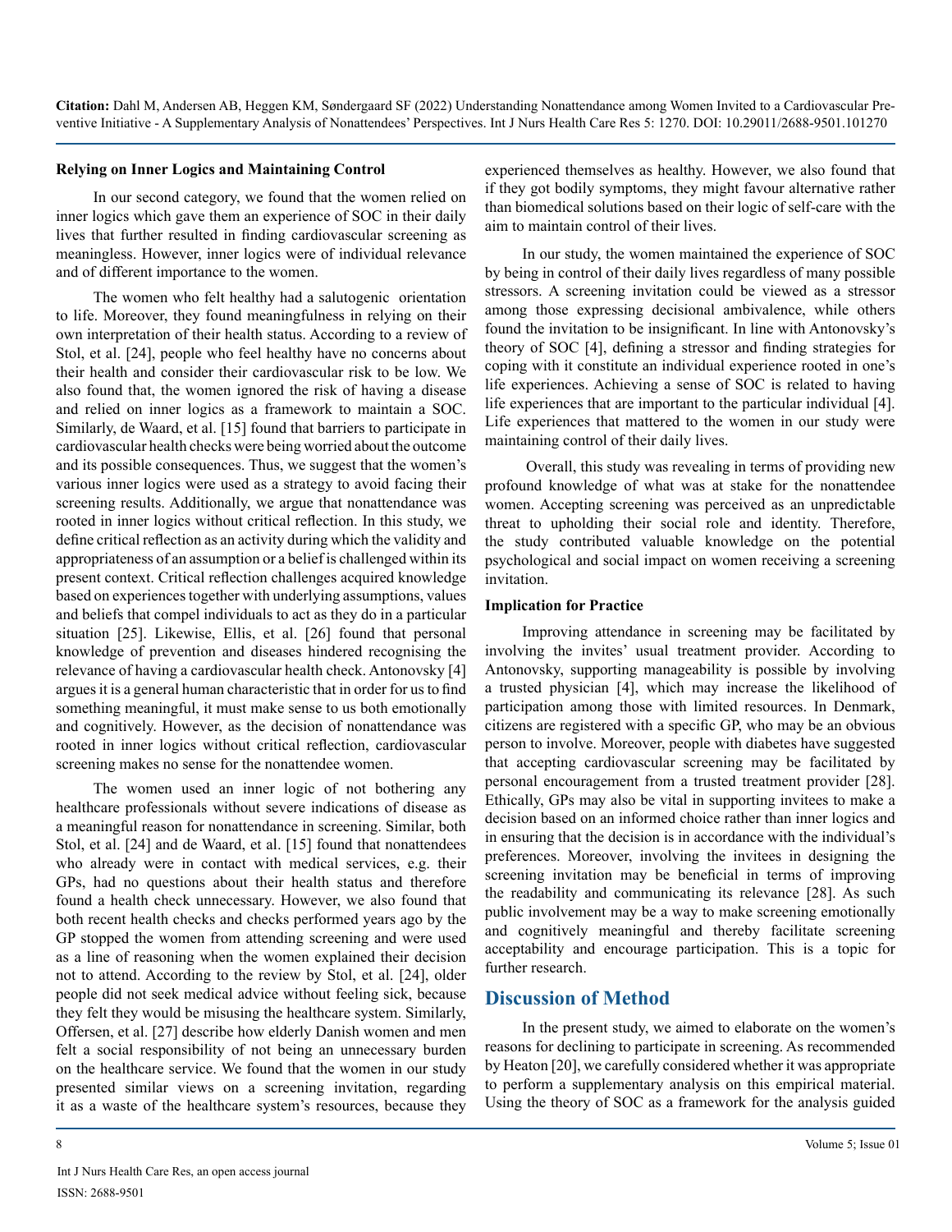### Relying on Inner Logics and Maintaining Control

In our second category, we found that the women relied on inner logics which gave them an experience of SOC in their daily lives that further resulted in finding cardiovascular screening as meaningless. However, inner logics were of individual relevance and of different importance to the women.

The women who felt healthy had a salutogenic orientation to life. Moreover, they found meaningfulness in relying on their own interpretation of their health status. According to a review of Stol, et al. [24], people who feel healthy have no concerns about their health and consider their cardiovascular risk to be low. We also found that, the women ignored the risk of having a disease and relied on inner logics as a framework to maintain a SOC. Similarly, de Waard, et al. [15] found that barriers to participate in cardiovascular health checks were being worried about the outcome and its possible consequences. Thus, we suggest that the women's various inner logics were used as a strategy to avoid facing their screening results. Additionally, we argue that nonattendance was rooted in inner logics without critical reflection. In this study, we define critical reflection as an activity during which the validity and appropriateness of an assumption or a belief is challenged within its present context. Critical reflection challenges acquired knowledge based on experiences together with underlying assumptions, values and beliefs that compel individuals to act as they do in a particular situation [25]. Likewise, Ellis, et al. [26] found that personal knowledge of prevention and diseases hindered recognising the relevance of having a cardiovascular health check. Antonovsky [4] argues it is a general human characteristic that in order for us to find something meaningful, it must make sense to us both emotionally and cognitively. However, as the decision of nonattendance was rooted in inner logics without critical reflection, cardiovascular screening makes no sense for the nonattendee women.

The women used an inner logic of not bothering any healthcare professionals without severe indications of disease as a meaningful reason for nonattendance in screening. Similar, both Stol, et al. [24] and de Waard, et al. [15] found that nonattendees who already were in contact with medical services, e.g. their GPs, had no questions about their health status and therefore found a health check unnecessary. However, we also found that both recent health checks and checks performed years ago by the GP stopped the women from attending screening and were used as a line of reasoning when the women explained their decision not to attend. According to the review by Stol, et al. [24], older people did not seek medical advice without feeling sick, because they felt they would be misusing the healthcare system. Similarly, Offersen, et al. [27] describe how elderly Danish women and men felt a social responsibility of not being an unnecessary burden on the healthcare service. We found that the women in our study presented similar views on a screening invitation, regarding it as a waste of the healthcare system's resources, because they experienced themselves as healthy. However, we also found that if they got bodily symptoms, they might favour alternative rather than biomedical solutions based on their logic of self-care with the aim to maintain control of their lives.

In our study, the women maintained the experience of SOC by being in control of their daily lives regardless of many possible stressors. A screening invitation could be viewed as a stressor among those expressing decisional ambivalence, while others found the invitation to be insignificant. In line with Antonovsky's theory of SOC [4], defining a stressor and finding strategies for coping with it constitute an individual experience rooted in one's life experiences. Achieving a sense of SOC is related to having life experiences that are important to the particular individual [4]. Life experiences that mattered to the women in our study were maintaining control of their daily lives.

Overall, this study was revealing in terms of providing new profound knowledge of what was at stake for the nonattendee women. Accepting screening was perceived as an unpredictable threat to upholding their social role and identity. Therefore, the study contributed valuable knowledge on the potential psychological and social impact on women receiving a screening invitation.

### Implication for Practice

Improving attendance in screening may be facilitated by involving the invites' usual treatment provider. According to Antonovsky, supporting manageability is possible by involving a trusted physician [4], which may increase the likelihood of participation among those with limited resources. In Denmark, citizens are registered with a specific GP, who may be an obvious person to involve. Moreover, people with diabetes have suggested that accepting cardiovascular screening may be facilitated by personal encouragement from a trusted treatment provider [28]. Ethically, GPs may also be vital in supporting invitees to make a decision based on an informed choice rather than inner logics and in ensuring that the decision is in accordance with the individual's preferences. Moreover, involving the invitees in designing the screening invitation may be beneficial in terms of improving the readability and communicating its relevance [28]. As such public involvement may be a way to make screening emotionally and cognitively meaningful and thereby facilitate screening acceptability and encourage participation. This is a topic for further research.

## Discussion of Method

In the present study, we aimed to elaborate on the women's reasons for declining to participate in screening. As recommended by Heaton [20], we carefully considered whether it was appropriate to perform a supplementary analysis on this empirical material. Using the theory of SOC as a framework for the analysis guided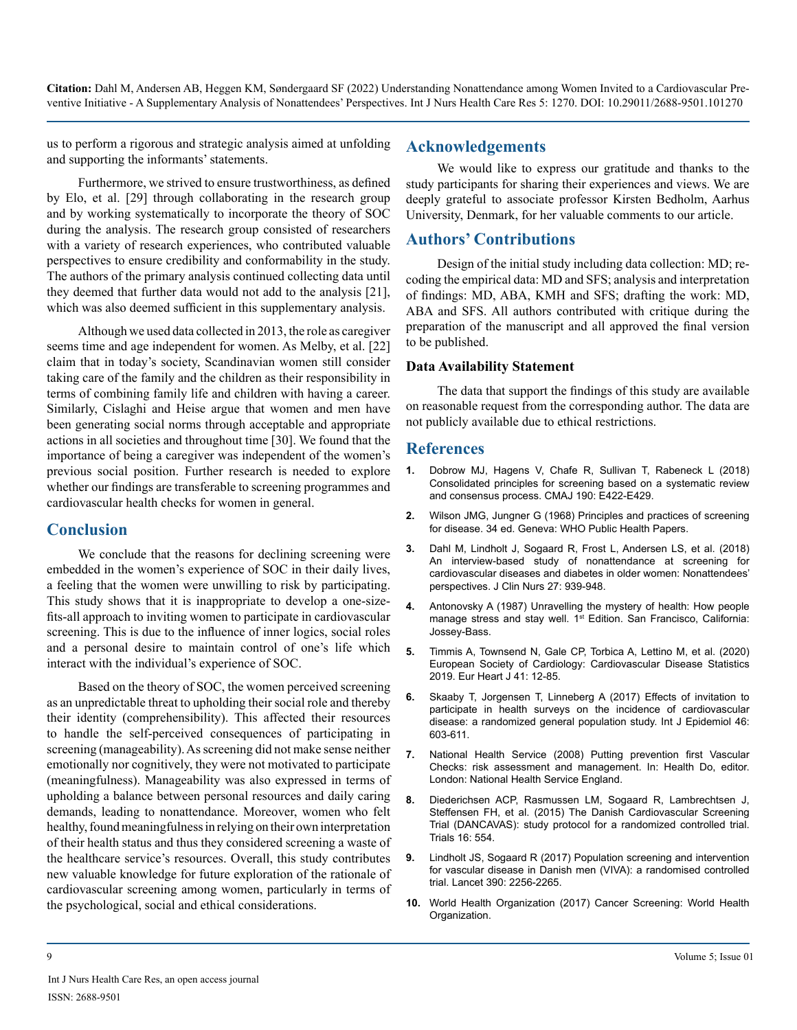us to perform a rigorous and strategic analysis aimed at unfolding and supporting the informants' statements.

Furthermore, we strived to ensure trustworthiness, as defined by Elo, et al. [29] through collaborating in the research group and by working systematically to incorporate the theory of SOC during the analysis. The research group consisted of researchers with a variety of research experiences, who contributed valuable perspectives to ensure credibility and conformability in the study. The authors of the primary analysis continued collecting data until they deemed that further data would not add to the analysis [21], which was also deemed sufficient in this supplementary analysis.

Although we used data collected in 2013, the role as caregiver seems time and age independent for women. As Melby, et al. [22] claim that in today's society, Scandinavian women still consider taking care of the family and the children as their responsibility in terms of combining family life and children with having a career. Similarly, Cislaghi and Heise argue that women and men have been generating social norms through acceptable and appropriate actions in all societies and throughout time [30]. We found that the importance of being a caregiver was independent of the women's previous social position. Further research is needed to explore whether our findings are transferable to screening programmes and cardiovascular health checks for women in general.

## Conclusion

We conclude that the reasons for declining screening were embedded in the women's experience of SOC in their daily lives, a feeling that the women were unwilling to risk by participating. This study shows that it is inappropriate to develop a one-size-fits-all approach to inviting women to participate in cardiovascular screening. This is due to the influence of inner logics, social roles and a personal desire to maintain control of one's life which interact with the individual's experience of SOC.

Based on the theory of SOC, the women perceived screening as an unpredictable threat to upholding their social role and thereby their identity (comprehensibility). This affected their resources to handle the self-perceived consequences of participating in screening (manageability). As screening did not make sense neither emotionally nor cognitively, they were not motivated to participate (meaningfulness). Manageability was also expressed in terms of upholding a balance between personal resources and daily caring demands, leading to nonattendance. Moreover, women who felt healthy, found meaningfulness in relying on their own interpretation of their health status and thus they considered screening a waste of the healthcare service's resources. Overall, this study contributes new valuable knowledge for future exploration of the rationale of cardiovascular screening among women, particularly in terms of the psychological, social and ethical considerations.

## Acknowledgements

We would like to express our gratitude and thanks to the study participants for sharing their experiences and views. We are deeply grateful to associate professor Kirsten Bedholm, Aarhus University, Denmark, for her valuable comments to our article.

## Authors' Contributions

Design of the initial study including data collection: MD; recoding the empirical data: MD and SFS; analysis and interpretation of findings: MD, ABA, KMH and SFS; drafting the work: MD, ABA and SFS. All authors contributed with critique during the preparation of the manuscript and all approved the final version to be published.

### Data Availability Statement

The data that support the findings of this study are available on reasonable request from the corresponding author. The data are not publicly available due to ethical restrictions.

## References

1. Dobrow MJ, Hagens V, Chafe R, Sullivan T, Rabeneck L (2018) Consolidated principles for screening based on a systematic review and consensus process. CMAJ 190: E422-E429.
2. Wilson JMG, Jungner G (1968) Principles and practices of screening for disease. 34 ed. Geneva: WHO Public Health Papers.
3. Dahl M, Lindholt J, Sogaard R, Frost L, Andersen LS, et al. (2018) An interview-based study of nonattendance at screening for cardiovascular diseases and diabetes in older women: Nonattendees' perspectives. J Clin Nurs 27: 939-948.
4. Antonovsky A (1987) Unravelling the mystery of health: How people manage stress and stay well. 1st Edition. San Francisco, California: Jossey-Bass.
5. Timmis A, Townsend N, Gale CP, Torbica A, Lettino M, et al. (2020) European Society of Cardiology: Cardiovascular Disease Statistics 2019. Eur Heart J 41: 12-85.
6. Skaaby T, Jorgensen T, Linneberg A (2017) Effects of invitation to participate in health surveys on the incidence of cardiovascular disease: a randomized general population study. Int J Epidemiol 46: 603-611.
7. National Health Service (2008) Putting prevention first Vascular Checks: risk assessment and management. In: Health Do, editor. London: National Health Service England.
8. Diederichsen ACP, Rasmussen LM, Sogaard R, Lambrechtsen J, Steffensen FH, et al. (2015) The Danish Cardiovascular Screening Trial (DANCAVAS): study protocol for a randomized controlled trial. Trials 16: 554.
9. Lindholt JS, Sogaard R (2017) Population screening and intervention for vascular disease in Danish men (VIVA): a randomised controlled trial. Lancet 390: 2256-2265.
10. World Health Organization (2017) Cancer Screening: World Health Organization.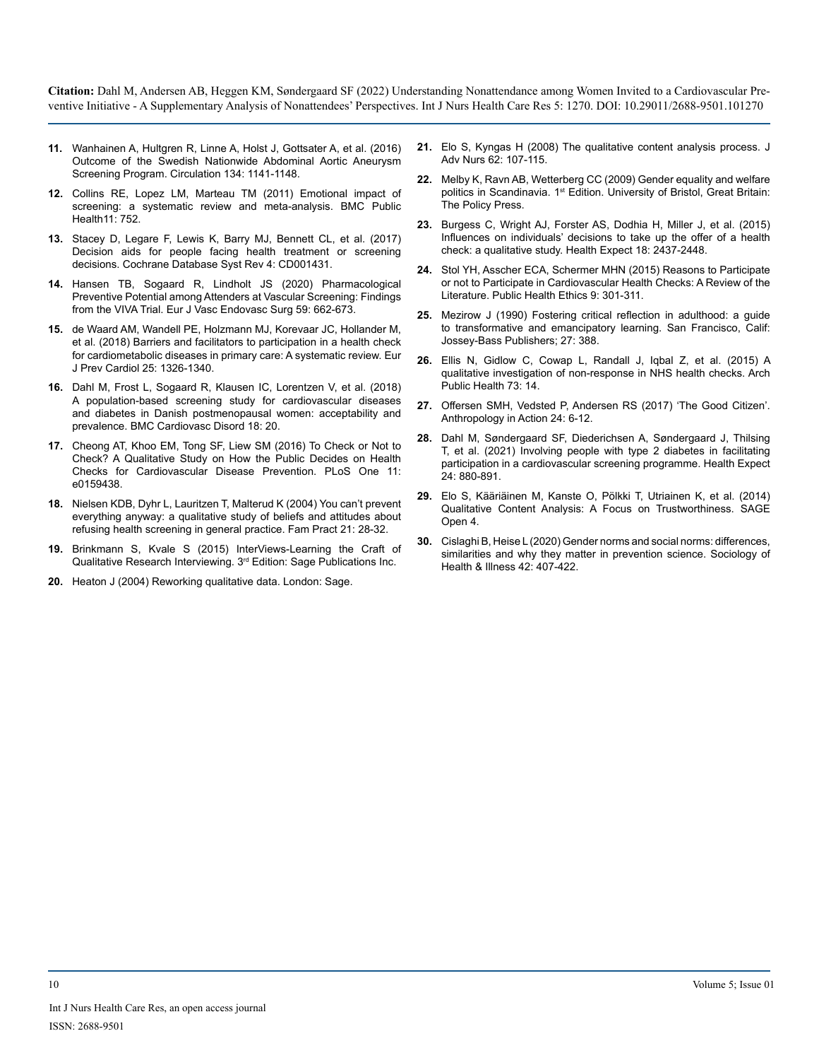11. Wanhainen A, Hultgren R, Linne A, Holst J, Gottsater A, et al. (2016) Outcome of the Swedish Nationwide Abdominal Aortic Aneurysm Screening Program. Circulation 134: 1141-1148.

12. Collins RE, Lopez LM, Marteau TM (2011) Emotional impact of screening: a systematic review and meta-analysis. BMC Public Health11: 752.

13. Stacey D, Legare F, Lewis K, Barry MJ, Bennett CL, et al. (2017) Decision aids for people facing health treatment or screening decisions. Cochrane Database Syst Rev 4: CD001431.

14. Hansen TB, Sogaard R, Lindholt JS (2020) Pharmacological Preventive Potential among Attenders at Vascular Screening: Findings from the VIVA Trial. Eur J Vasc Endovasc Surg 59: 662-673.

15. de Waard AM, Wandell PE, Holzmann MJ, Korevaar JC, Hollander M, et al. (2018) Barriers and facilitators to participation in a health check for cardiometabolic diseases in primary care: A systematic review. Eur J Prev Cardiol 25: 1326-1340.

16. Dahl M, Frost L, Sogaard R, Klausen IC, Lorentzen V, et al. (2018) A population-based screening study for cardiovascular diseases and diabetes in Danish postmenopausal women: acceptability and prevalence. BMC Cardiovasc Disord 18: 20.

17. Cheong AT, Khoo EM, Tong SF, Liew SM (2016) To Check or Not to Check? A Qualitative Study on How the Public Decides on Health Checks for Cardiovascular Disease Prevention. PLoS One 11: e0159438.

18. Nielsen KDB, Dyhr L, Lauritzen T, Malterud K (2004) You can't prevent everything anyway: a qualitative study of beliefs and attitudes about refusing health screening in general practice. Fam Pract 21: 28-32.

19. Brinkmann S, Kvale S (2015) InterViews-Learning the Craft of Qualitative Research Interviewing. 3rd Edition: Sage Publications Inc.

20. Heaton J (2004) Reworking qualitative data. London: Sage.

21. Elo S, Kyngas H (2008) The qualitative content analysis process. J Adv Nurs 62: 107-115.

22. Melby K, Ravn AB, Wetterberg CC (2009) Gender equality and welfare politics in Scandinavia. 1st Edition. University of Bristol, Great Britain: The Policy Press.

23. Burgess C, Wright AJ, Forster AS, Dodhia H, Miller J, et al. (2015) Influences on individuals' decisions to take up the offer of a health check: a qualitative study. Health Expect 18: 2437-2448.

24. Stol YH, Asscher ECA, Schermer MHN (2015) Reasons to Participate or not to Participate in Cardiovascular Health Checks: A Review of the Literature. Public Health Ethics 9: 301-311.

25. Mezirow J (1990) Fostering critical reflection in adulthood: a guide to transformative and emancipatory learning. San Francisco, Calif: Jossey-Bass Publishers; 27: 388.

26. Ellis N, Gidlow C, Cowap L, Randall J, Iqbal Z, et al. (2015) A qualitative investigation of non-response in NHS health checks. Arch Public Health 73: 14.

27. Offersen SMH, Vedsted P, Andersen RS (2017) 'The Good Citizen'. Anthropology in Action 24: 6-12.

28. Dahl M, Søndergaard SF, Diederichsen A, Søndergaard J, Thilsing T, et al. (2021) Involving people with type 2 diabetes in facilitating participation in a cardiovascular screening programme. Health Expect 24: 880-891.

29. Elo S, Kääriäinen M, Kanste O, Pölkki T, Utriainen K, et al. (2014) Qualitative Content Analysis: A Focus on Trustworthiness. SAGE Open 4.

30. Cislaghi B, Heise L (2020) Gender norms and social norms: differences, similarities and why they matter in prevention science. Sociology of Health & Illness 42: 407-422.